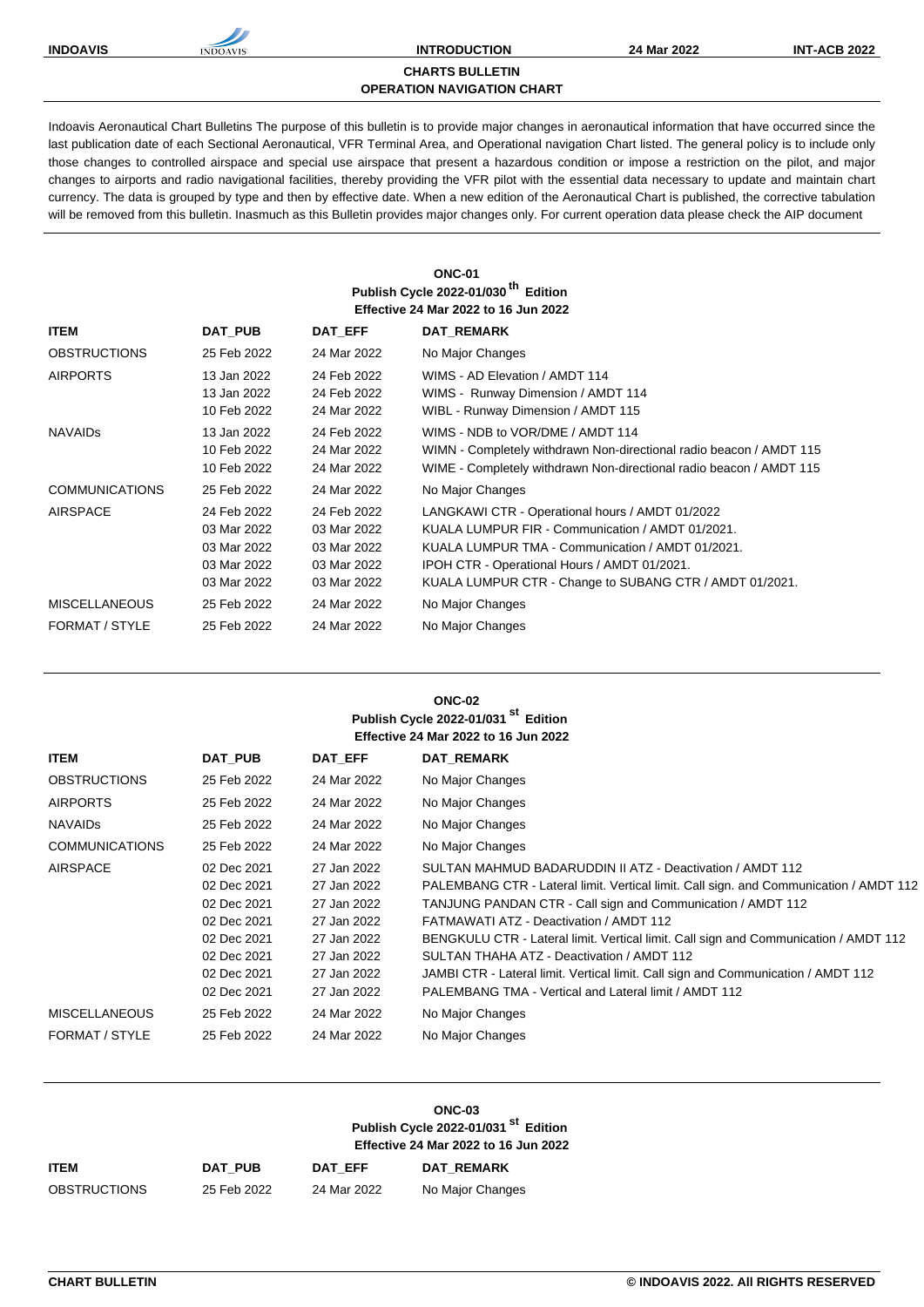## CHARTS BULLETIN
## OPERATION NAVIGATION CHART

Indoavis Aeronautical Chart Bulletins The purpose of this bulletin is to provide major changes in aeronautical information that have occurred since the last publication date of each Sectional Aeronautical, VFR Terminal Area, and Operational navigation Chart listed. The general policy is to include only those changes to controlled airspace and special use airspace that present a hazardous condition or impose a restriction on the pilot, and major changes to airports and radio navigational facilities, thereby providing the VFR pilot with the essential data necessary to update and maintain chart currency. The data is grouped by type and then by effective date. When a new edition of the Aeronautical Chart is published, the corrective tabulation will be removed from this bulletin. Inasmuch as this Bulletin provides major changes only. For current operation data please check the AIP document

### ONC-01
**Publish Cycle 2022-01/030 th Edition**
**Effective 24 Mar 2022 to 16 Jun 2022**

| ITEM | DAT_PUB | DAT_EFF | DAT_REMARK |
|---|---|---|---|
| OBSTRUCTIONS | 25 Feb 2022 | 24 Mar 2022 | No Major Changes |
| AIRPORTS | 13 Jan 2022 | 24 Feb 2022 | WIMS - AD Elevation / AMDT 114 |
| | 13 Jan 2022 | 24 Feb 2022 | WIMS - Runway Dimension / AMDT 114 |
| | 10 Feb 2022 | 24 Mar 2022 | WIBL - Runway Dimension / AMDT 115 |
| NAVAIDs | 13 Jan 2022 | 24 Feb 2022 | WIMS - NDB to VOR/DME / AMDT 114 |
| | 10 Feb 2022 | 24 Mar 2022 | WIMN - Completely withdrawn Non-directional radio beacon / AMDT 115 |
| | 10 Feb 2022 | 24 Mar 2022 | WIME - Completely withdrawn Non-directional radio beacon / AMDT 115 |
| COMMUNICATIONS | 25 Feb 2022 | 24 Mar 2022 | No Major Changes |
| AIRSPACE | 24 Feb 2022 | 24 Feb 2022 | LANGKAWI CTR - Operational hours / AMDT 01/2022 |
| | 03 Mar 2022 | 03 Mar 2022 | KUALA LUMPUR FIR - Communication / AMDT 01/2021. |
| | 03 Mar 2022 | 03 Mar 2022 | KUALA LUMPUR TMA - Communication / AMDT 01/2021. |
| | 03 Mar 2022 | 03 Mar 2022 | IPOH CTR - Operational Hours / AMDT 01/2021. |
| | 03 Mar 2022 | 03 Mar 2022 | KUALA LUMPUR CTR - Change to SUBANG CTR / AMDT 01/2021. |
| MISCELLANEOUS | 25 Feb 2022 | 24 Mar 2022 | No Major Changes |
| FORMAT / STYLE | 25 Feb 2022 | 24 Mar 2022 | No Major Changes |

### ONC-02
**Publish Cycle 2022-01/031 st Edition**
**Effective 24 Mar 2022 to 16 Jun 2022**

| ITEM | DAT_PUB | DAT_EFF | DAT_REMARK |
|---|---|---|---|
| OBSTRUCTIONS | 25 Feb 2022 | 24 Mar 2022 | No Major Changes |
| AIRPORTS | 25 Feb 2022 | 24 Mar 2022 | No Major Changes |
| NAVAIDs | 25 Feb 2022 | 24 Mar 2022 | No Major Changes |
| COMMUNICATIONS | 25 Feb 2022 | 24 Mar 2022 | No Major Changes |
| AIRSPACE | 02 Dec 2021 | 27 Jan 2022 | SULTAN MAHMUD BADARUDDIN II ATZ - Deactivation / AMDT 112 |
| | 02 Dec 2021 | 27 Jan 2022 | PALEMBANG CTR - Lateral limit. Vertical limit. Call sign. and Communication / AMDT 112 |
| | 02 Dec 2021 | 27 Jan 2022 | TANJUNG PANDAN CTR - Call sign and Communication / AMDT 112 |
| | 02 Dec 2021 | 27 Jan 2022 | FATMAWATI ATZ - Deactivation / AMDT 112 |
| | 02 Dec 2021 | 27 Jan 2022 | BENGKULU CTR - Lateral limit. Vertical limit. Call sign and Communication / AMDT 112 |
| | 02 Dec 2021 | 27 Jan 2022 | SULTAN THAHA ATZ - Deactivation / AMDT 112 |
| | 02 Dec 2021 | 27 Jan 2022 | JAMBI CTR - Lateral limit. Vertical limit. Call sign and Communication / AMDT 112 |
| | 02 Dec 2021 | 27 Jan 2022 | PALEMBANG TMA - Vertical and Lateral limit / AMDT 112 |
| MISCELLANEOUS | 25 Feb 2022 | 24 Mar 2022 | No Major Changes |
| FORMAT / STYLE | 25 Feb 2022 | 24 Mar 2022 | No Major Changes |

### ONC-03
**Publish Cycle 2022-01/031 st Edition**
**Effective 24 Mar 2022 to 16 Jun 2022**

| ITEM | DAT_PUB | DAT_EFF | DAT_REMARK |
|---|---|---|---|
| OBSTRUCTIONS | 25 Feb 2022 | 24 Mar 2022 | No Major Changes |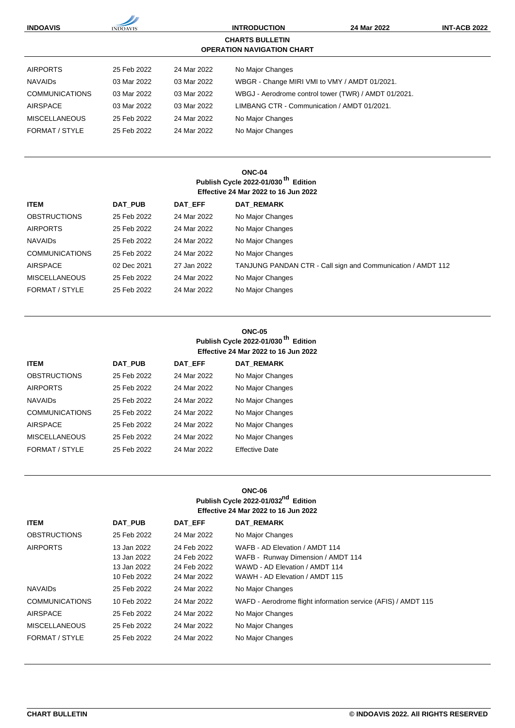## CHARTS BULLETIN
### OPERATION NAVIGATION CHART

| | | | |
|---|---|---|---|
| AIRPORTS | 25 Feb 2022 | 24 Mar 2022 | No Major Changes |
| NAVAIDs | 03 Mar 2022 | 03 Mar 2022 | WBGR - Change MIRI VMI to VMY / AMDT 01/2021. |
| COMMUNICATIONS | 03 Mar 2022 | 03 Mar 2022 | WBGJ - Aerodrome control tower (TWR) / AMDT 01/2021. |
| AIRSPACE | 03 Mar 2022 | 03 Mar 2022 | LIMBANG CTR - Communication / AMDT 01/2021. |
| MISCELLANEOUS | 25 Feb 2022 | 24 Mar 2022 | No Major Changes |
| FORMAT / STYLE | 25 Feb 2022 | 24 Mar 2022 | No Major Changes |

**ONC-04**
**Publish Cycle 2022-01/030th Edition**
**Effective 24 Mar 2022 to 16 Jun 2022**

| ITEM | DAT_PUB | DAT_EFF | DAT_REMARK |
|---|---|---|---|
| OBSTRUCTIONS | 25 Feb 2022 | 24 Mar 2022 | No Major Changes |
| AIRPORTS | 25 Feb 2022 | 24 Mar 2022 | No Major Changes |
| NAVAIDs | 25 Feb 2022 | 24 Mar 2022 | No Major Changes |
| COMMUNICATIONS | 25 Feb 2022 | 24 Mar 2022 | No Major Changes |
| AIRSPACE | 02 Dec 2021 | 27 Jan 2022 | TANJUNG PANDAN CTR - Call sign and Communication / AMDT 112 |
| MISCELLANEOUS | 25 Feb 2022 | 24 Mar 2022 | No Major Changes |
| FORMAT / STYLE | 25 Feb 2022 | 24 Mar 2022 | No Major Changes |

**ONC-05**
**Publish Cycle 2022-01/030th Edition**
**Effective 24 Mar 2022 to 16 Jun 2022**

| ITEM | DAT_PUB | DAT_EFF | DAT_REMARK |
|---|---|---|---|
| OBSTRUCTIONS | 25 Feb 2022 | 24 Mar 2022 | No Major Changes |
| AIRPORTS | 25 Feb 2022 | 24 Mar 2022 | No Major Changes |
| NAVAIDs | 25 Feb 2022 | 24 Mar 2022 | No Major Changes |
| COMMUNICATIONS | 25 Feb 2022 | 24 Mar 2022 | No Major Changes |
| AIRSPACE | 25 Feb 2022 | 24 Mar 2022 | No Major Changes |
| MISCELLANEOUS | 25 Feb 2022 | 24 Mar 2022 | No Major Changes |
| FORMAT / STYLE | 25 Feb 2022 | 24 Mar 2022 | Effective Date |

**ONC-06**
**Publish Cycle 2022-01/032nd Edition**
**Effective 24 Mar 2022 to 16 Jun 2022**

| ITEM | DAT_PUB | DAT_EFF | DAT_REMARK |
|---|---|---|---|
| OBSTRUCTIONS | 25 Feb 2022 | 24 Mar 2022 | No Major Changes |
| AIRPORTS | 13 Jan 2022 | 24 Feb 2022 | WAFB - AD Elevation / AMDT 114 |
| | 13 Jan 2022 | 24 Feb 2022 | WAFB - Runway Dimension / AMDT 114 |
| | 13 Jan 2022 | 24 Feb 2022 | WAWD - AD Elevation / AMDT 114 |
| | 10 Feb 2022 | 24 Mar 2022 | WAWH - AD Elevation / AMDT 115 |
| NAVAIDs | 25 Feb 2022 | 24 Mar 2022 | No Major Changes |
| COMMUNICATIONS | 10 Feb 2022 | 24 Mar 2022 | WAFD - Aerodrome flight information service (AFIS) / AMDT 115 |
| AIRSPACE | 25 Feb 2022 | 24 Mar 2022 | No Major Changes |
| MISCELLANEOUS | 25 Feb 2022 | 24 Mar 2022 | No Major Changes |
| FORMAT / STYLE | 25 Feb 2022 | 24 Mar 2022 | No Major Changes |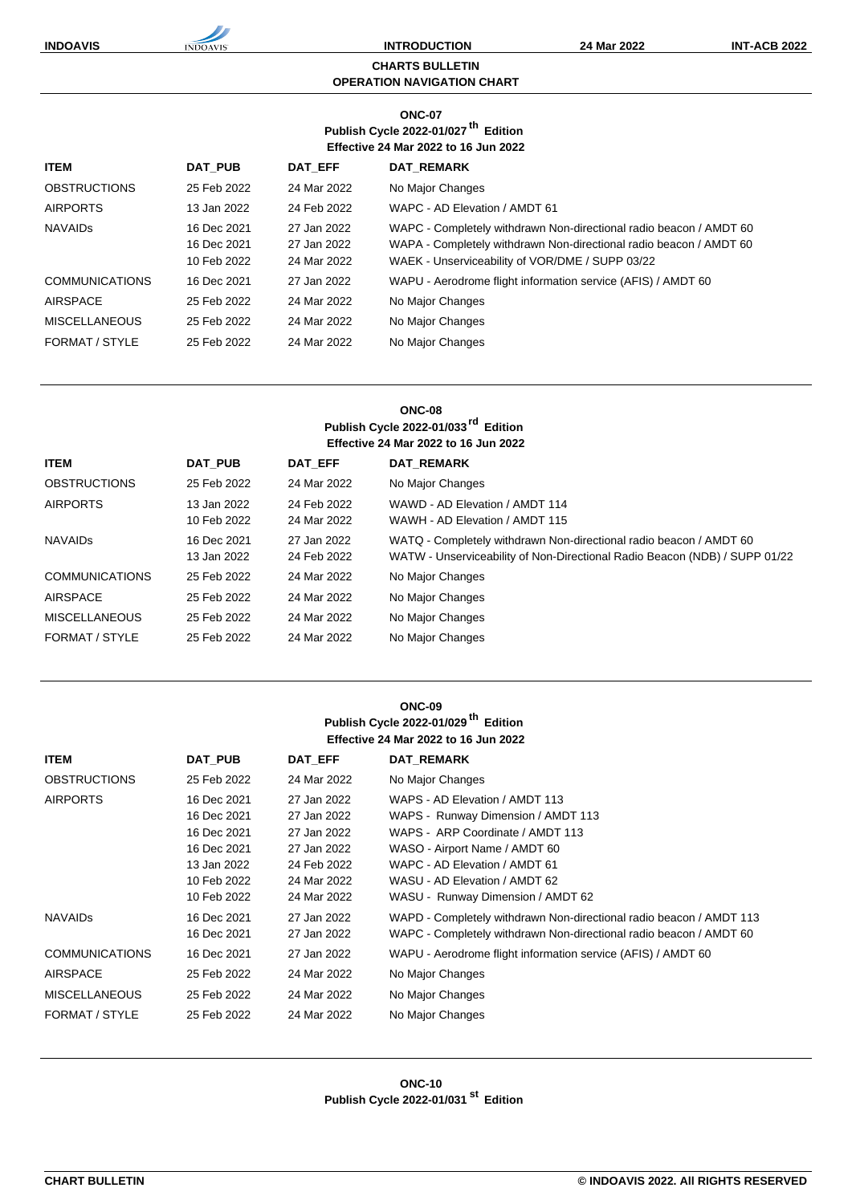## CHARTS BULLETIN
## OPERATION NAVIGATION CHART

### ONC-07
**Publish Cycle 2022-01/027 th Edition**
**Effective 24 Mar 2022 to 16 Jun 2022**

| ITEM | DAT_PUB | DAT_EFF | DAT_REMARK |
|---|---|---|---|
| OBSTRUCTIONS | 25 Feb 2022 | 24 Mar 2022 | No Major Changes |
| AIRPORTS | 13 Jan 2022 | 24 Feb 2022 | WAPC - AD Elevation / AMDT 61 |
| NAVAIDs | 16 Dec 2021 | 27 Jan 2022 | WAPC - Completely withdrawn Non-directional radio beacon / AMDT 60 |
| | 16 Dec 2021 | 27 Jan 2022 | WAPA - Completely withdrawn Non-directional radio beacon / AMDT 60 |
| | 10 Feb 2022 | 24 Mar 2022 | WAEK - Unserviceability of VOR/DME / SUPP 03/22 |
| COMMUNICATIONS | 16 Dec 2021 | 27 Jan 2022 | WAPU - Aerodrome flight information service (AFIS) / AMDT 60 |
| AIRSPACE | 25 Feb 2022 | 24 Mar 2022 | No Major Changes |
| MISCELLANEOUS | 25 Feb 2022 | 24 Mar 2022 | No Major Changes |
| FORMAT / STYLE | 25 Feb 2022 | 24 Mar 2022 | No Major Changes |

### ONC-08
**Publish Cycle 2022-01/033 rd Edition**
**Effective 24 Mar 2022 to 16 Jun 2022**

| ITEM | DAT_PUB | DAT_EFF | DAT_REMARK |
|---|---|---|---|
| OBSTRUCTIONS | 25 Feb 2022 | 24 Mar 2022 | No Major Changes |
| AIRPORTS | 13 Jan 2022 | 24 Feb 2022 | WAWD - AD Elevation / AMDT 114 |
| | 10 Feb 2022 | 24 Mar 2022 | WAWH - AD Elevation / AMDT 115 |
| NAVAIDs | 16 Dec 2021 | 27 Jan 2022 | WATQ - Completely withdrawn Non-directional radio beacon / AMDT 60 |
| | 13 Jan 2022 | 24 Feb 2022 | WATW - Unserviceability of Non-Directional Radio Beacon (NDB) / SUPP 01/22 |
| COMMUNICATIONS | 25 Feb 2022 | 24 Mar 2022 | No Major Changes |
| AIRSPACE | 25 Feb 2022 | 24 Mar 2022 | No Major Changes |
| MISCELLANEOUS | 25 Feb 2022 | 24 Mar 2022 | No Major Changes |
| FORMAT / STYLE | 25 Feb 2022 | 24 Mar 2022 | No Major Changes |

### ONC-09
**Publish Cycle 2022-01/029 th Edition**
**Effective 24 Mar 2022 to 16 Jun 2022**

| ITEM | DAT_PUB | DAT_EFF | DAT_REMARK |
|---|---|---|---|
| OBSTRUCTIONS | 25 Feb 2022 | 24 Mar 2022 | No Major Changes |
| AIRPORTS | 16 Dec 2021 | 27 Jan 2022 | WAPS - AD Elevation / AMDT 113 |
| | 16 Dec 2021 | 27 Jan 2022 | WAPS - Runway Dimension / AMDT 113 |
| | 16 Dec 2021 | 27 Jan 2022 | WAPS - ARP Coordinate / AMDT 113 |
| | 16 Dec 2021 | 27 Jan 2022 | WASO - Airport Name / AMDT 60 |
| | 13 Jan 2022 | 24 Feb 2022 | WAPC - AD Elevation / AMDT 61 |
| | 10 Feb 2022 | 24 Mar 2022 | WASU - AD Elevation / AMDT 62 |
| | 10 Feb 2022 | 24 Mar 2022 | WASU - Runway Dimension / AMDT 62 |
| NAVAIDs | 16 Dec 2021 | 27 Jan 2022 | WAPD - Completely withdrawn Non-directional radio beacon / AMDT 113 |
| | 16 Dec 2021 | 27 Jan 2022 | WAPC - Completely withdrawn Non-directional radio beacon / AMDT 60 |
| COMMUNICATIONS | 16 Dec 2021 | 27 Jan 2022 | WAPU - Aerodrome flight information service (AFIS) / AMDT 60 |
| AIRSPACE | 25 Feb 2022 | 24 Mar 2022 | No Major Changes |
| MISCELLANEOUS | 25 Feb 2022 | 24 Mar 2022 | No Major Changes |
| FORMAT / STYLE | 25 Feb 2022 | 24 Mar 2022 | No Major Changes |

### ONC-10
**Publish Cycle 2022-01/031 st Edition**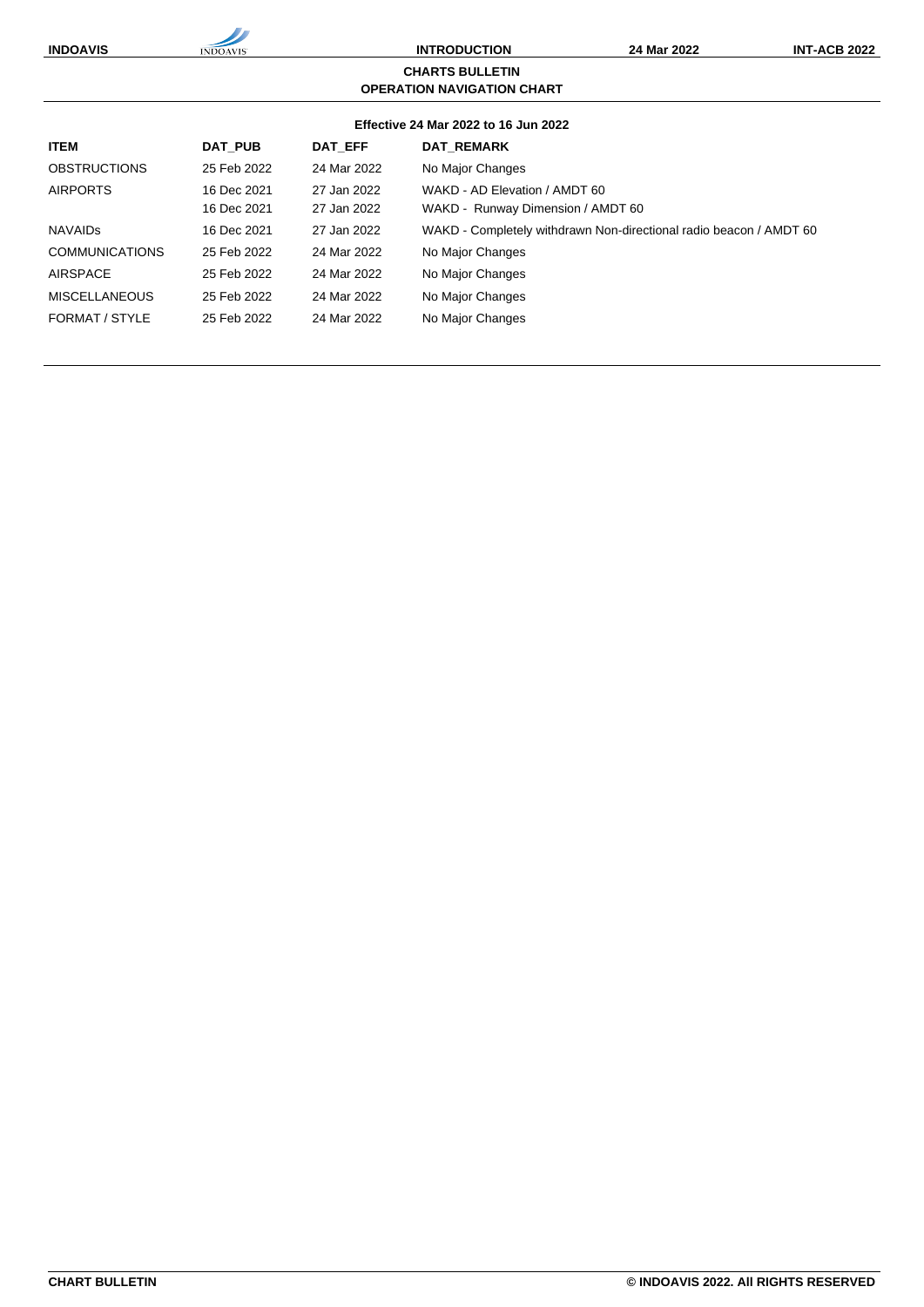## CHARTS BULLETIN
## OPERATION NAVIGATION CHART

**Effective 24 Mar 2022 to 16 Jun 2022**

| ITEM | DAT_PUB | DAT_EFF | DAT_REMARK |
|---|---|---|---|
| OBSTRUCTIONS | 25 Feb 2022 | 24 Mar 2022 | No Major Changes |
| AIRPORTS | 16 Dec 2021 | 27 Jan 2022 | WAKD - AD Elevation / AMDT 60 |
| | 16 Dec 2021 | 27 Jan 2022 | WAKD - Runway Dimension / AMDT 60 |
| NAVAIDs | 16 Dec 2021 | 27 Jan 2022 | WAKD - Completely withdrawn Non-directional radio beacon / AMDT 60 |
| COMMUNICATIONS | 25 Feb 2022 | 24 Mar 2022 | No Major Changes |
| AIRSPACE | 25 Feb 2022 | 24 Mar 2022 | No Major Changes |
| MISCELLANEOUS | 25 Feb 2022 | 24 Mar 2022 | No Major Changes |
| FORMAT / STYLE | 25 Feb 2022 | 24 Mar 2022 | No Major Changes |